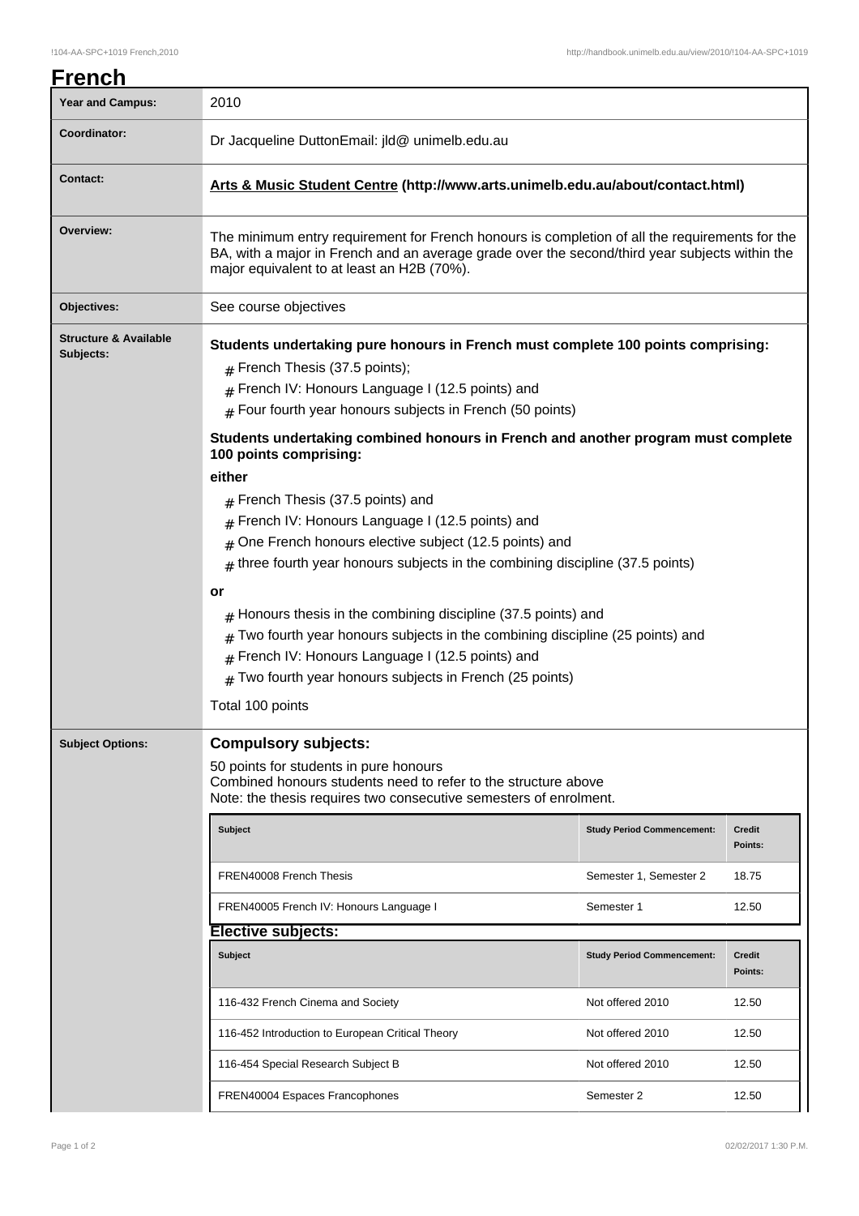# French

| | |
|---|---|
| **Year and Campus:** | 2010 |
| **Coordinator:** | Dr Jacqueline DuttonEmail: jld@ unimelb.edu.au |
| **Contact:** | **Arts & Music Student Centre (http://www.arts.unimelb.edu.au/about/contact.html)** |
| **Overview:** | The minimum entry requirement for French honours is completion of all the requirements for the BA, with a major in French and an average grade over the second/third year subjects within the major equivalent to at least an H2B (70%). |
| **Objectives:** | See course objectives |

**Structure & Available Subjects:**

**Students undertaking pure honours in French must complete 100 points comprising:**

- French Thesis (37.5 points);
- French IV: Honours Language I (12.5 points) and
- Four fourth year honours subjects in French (50 points)

**Students undertaking combined honours in French and another program must complete 100 points comprising:**

**either**

- French Thesis (37.5 points) and
- French IV: Honours Language I (12.5 points) and
- One French honours elective subject (12.5 points) and
- three fourth year honours subjects in the combining discipline (37.5 points)

**or**

- Honours thesis in the combining discipline (37.5 points) and
- Two fourth year honours subjects in the combining discipline (25 points) and
- French IV: Honours Language I (12.5 points) and
- Two fourth year honours subjects in French (25 points)

Total 100 points

**Subject Options:**

## Compulsory subjects:

50 points for students in pure honours
Combined honours students need to refer to the structure above
Note: the thesis requires two consecutive semesters of enrolment.

| Subject | Study Period Commencement: | Credit Points: |
|---|---|---|
| FREN40008 French Thesis | Semester 1, Semester 2 | 18.75 |
| FREN40005 French IV: Honours Language I | Semester 1 | 12.50 |

## Elective subjects:

| Subject | Study Period Commencement: | Credit Points: |
|---|---|---|
| 116-432 French Cinema and Society | Not offered 2010 | 12.50 |
| 116-452 Introduction to European Critical Theory | Not offered 2010 | 12.50 |
| 116-454 Special Research Subject B | Not offered 2010 | 12.50 |
| FREN40004 Espaces Francophones | Semester 2 | 12.50 |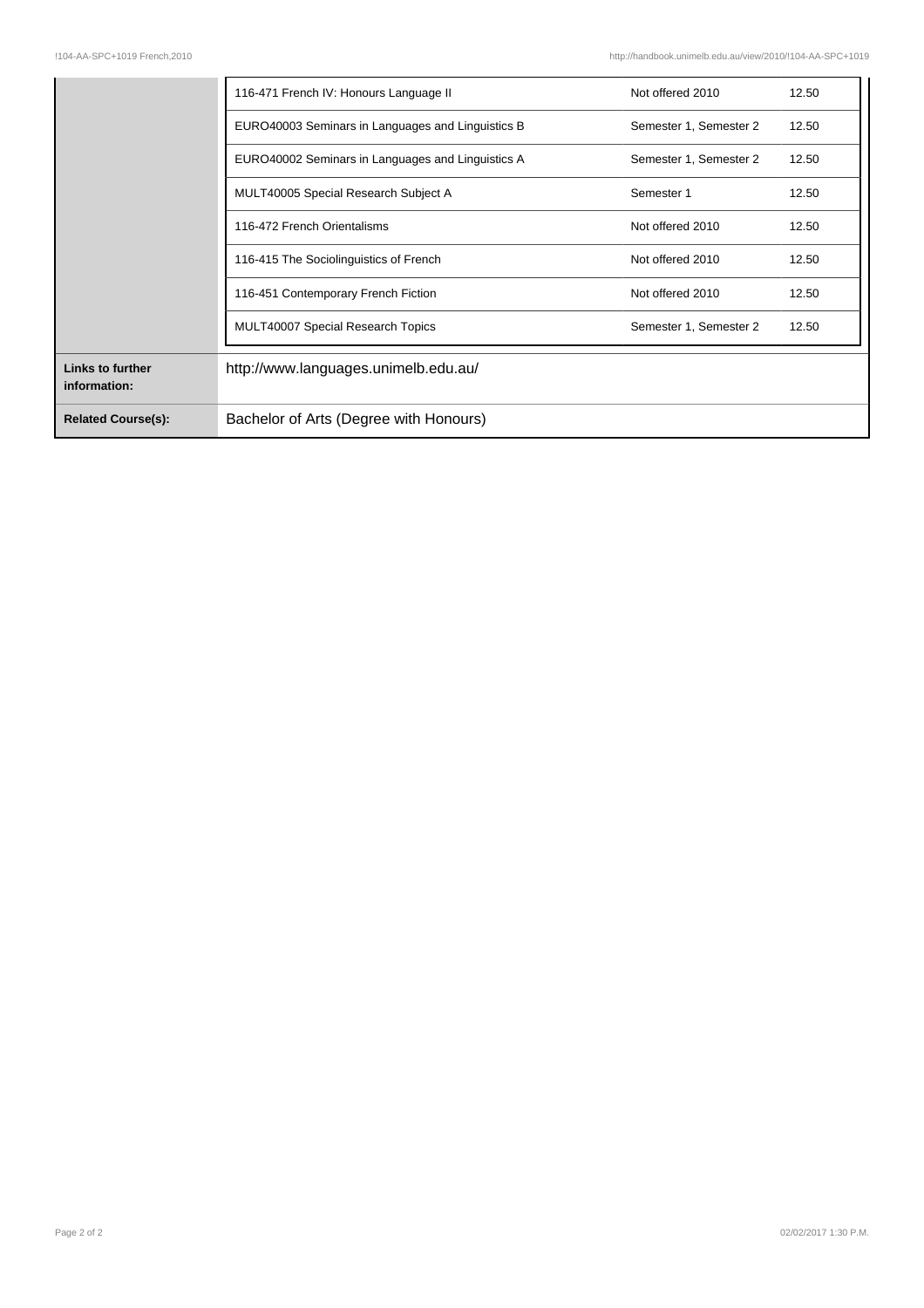| | | | |
|---|---|---|---|
| | 116-471 French IV: Honours Language II | Not offered 2010 | 12.50 |
| | EURO40003 Seminars in Languages and Linguistics B | Semester 1, Semester 2 | 12.50 |
| | EURO40002 Seminars in Languages and Linguistics A | Semester 1, Semester 2 | 12.50 |
| | MULT40005 Special Research Subject A | Semester 1 | 12.50 |
| | 116-472 French Orientalisms | Not offered 2010 | 12.50 |
| | 116-415 The Sociolinguistics of French | Not offered 2010 | 12.50 |
| | 116-451 Contemporary French Fiction | Not offered 2010 | 12.50 |
| | MULT40007 Special Research Topics | Semester 1, Semester 2 | 12.50 |
| **Links to further information:** | http://www.languages.unimelb.edu.au/ | | |
| **Related Course(s):** | Bachelor of Arts (Degree with Honours) | | |